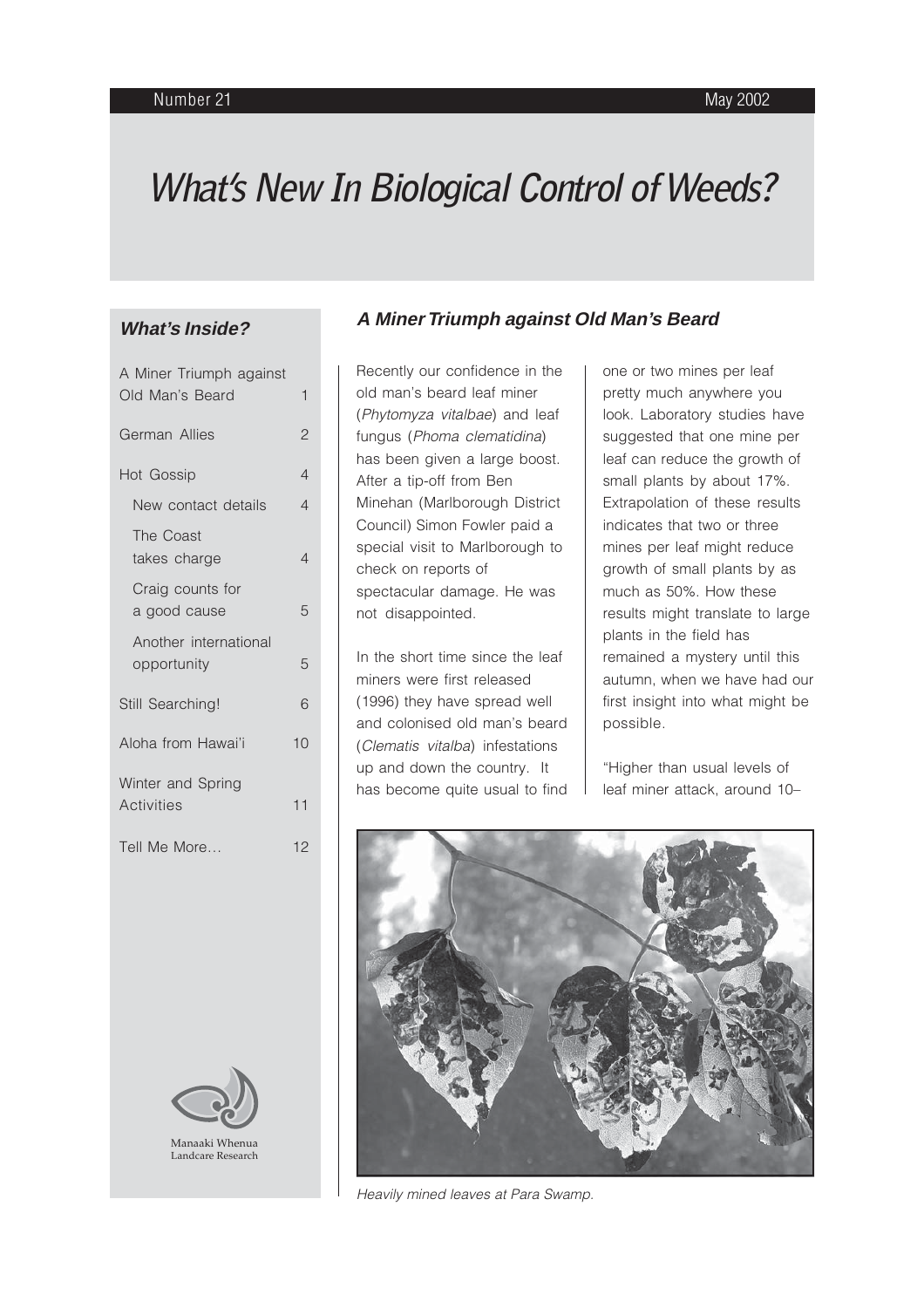Number 21 May 2002

# *What's New In Biological Control of Weeds?*

### *What's Inside?*

| | |
|---|---|
| A Miner Triumph against Old Man's Beard | 1 |
| German Allies | 2 |
| Hot Gossip | 4 |
| New contact details | 4 |
| The Coast takes charge | 4 |
| Craig counts for a good cause | 5 |
| Another international opportunity | 5 |
| Still Searching! | 6 |
| Aloha from Hawai'i | 10 |
| Winter and Spring Activities | 11 |
| Tell Me More… | 12 |

Manaaki Whenua
Landcare Research

## *A Miner Triumph against Old Man's Beard*

Recently our confidence in the old man's beard leaf miner (*Phytomyza vitalbae*) and leaf fungus (*Phoma clematidina*) has been given a large boost. After a tip-off from Ben Minehan (Marlborough District Council) Simon Fowler paid a special visit to Marlborough to check on reports of spectacular damage. He was not disappointed.

In the short time since the leaf miners were first released (1996) they have spread well and colonised old man's beard (*Clematis vitalba*) infestations up and down the country. It has become quite usual to find one or two mines per leaf pretty much anywhere you look. Laboratory studies have suggested that one mine per leaf can reduce the growth of small plants by about 17%. Extrapolation of these results indicates that two or three mines per leaf might reduce growth of small plants by as much as 50%. How these results might translate to large plants in the field has remained a mystery until this autumn, when we have had our first insight into what might be possible.

"Higher than usual levels of leaf miner attack, around 10–

*Heavily mined leaves at Para Swamp.*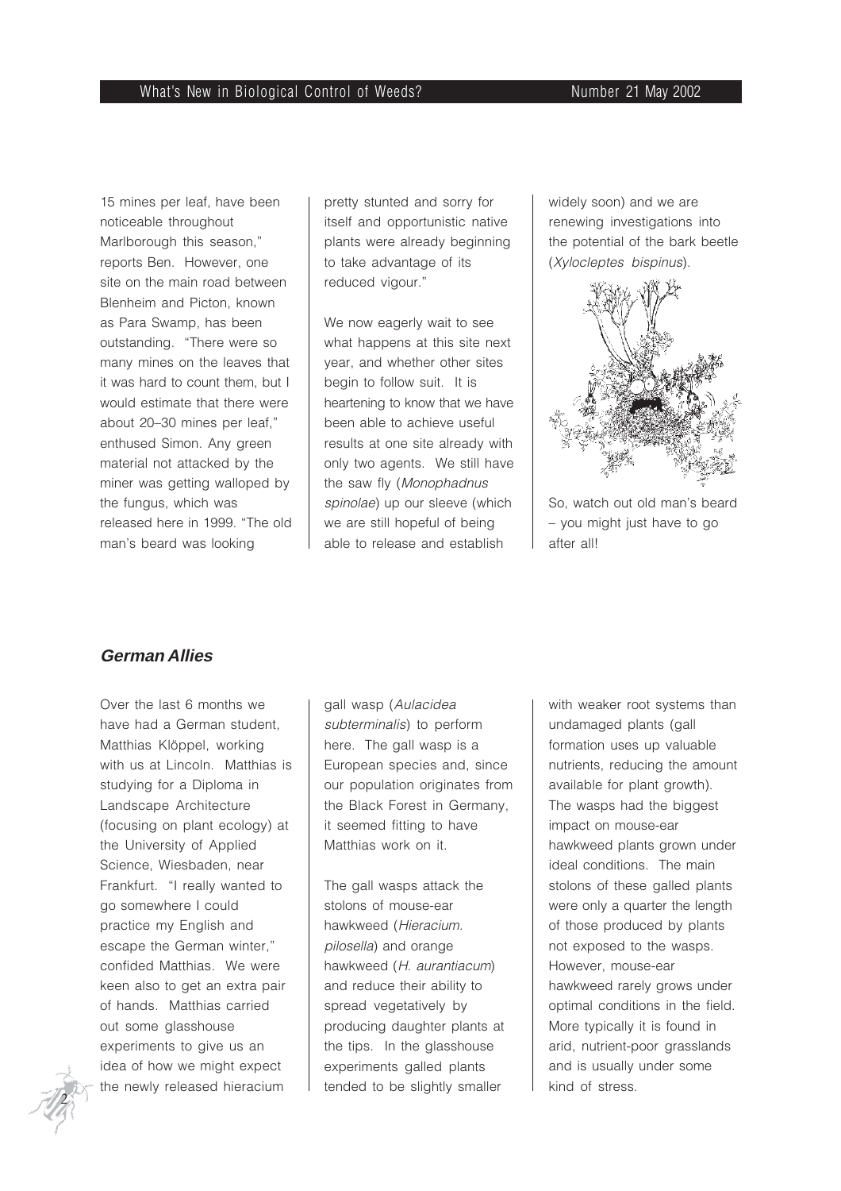15 mines per leaf, have been noticeable throughout Marlborough this season," reports Ben. However, one site on the main road between Blenheim and Picton, known as Para Swamp, has been outstanding. "There were so many mines on the leaves that it was hard to count them, but I would estimate that there were about 20–30 mines per leaf," enthused Simon. Any green material not attacked by the miner was getting walloped by the fungus, which was released here in 1999. "The old man's beard was looking pretty stunted and sorry for itself and opportunistic native plants were already beginning to take advantage of its reduced vigour."

We now eagerly wait to see what happens at this site next year, and whether other sites begin to follow suit. It is heartening to know that we have been able to achieve useful results at one site already with only two agents. We still have the saw fly (*Monophadnus spinolae*) up our sleeve (which we are still hopeful of being able to release and establish widely soon) and we are renewing investigations into the potential of the bark beetle (*Xylocleptes bispinus*).

So, watch out old man's beard – you might just have to go after all!

## German Allies

Over the last 6 months we have had a German student, Matthias Klöppel, working with us at Lincoln. Matthias is studying for a Diploma in Landscape Architecture (focusing on plant ecology) at the University of Applied Science, Wiesbaden, near Frankfurt. "I really wanted to go somewhere I could practice my English and escape the German winter," confided Matthias. We were keen also to get an extra pair of hands. Matthias carried out some glasshouse experiments to give us an idea of how we might expect the newly released hieracium gall wasp (*Aulacidea subterminalis*) to perform here. The gall wasp is a European species and, since our population originates from the Black Forest in Germany, it seemed fitting to have Matthias work on it.

The gall wasps attack the stolons of mouse-ear hawkweed (*Hieracium. pilosella*) and orange hawkweed (*H. aurantiacum*) and reduce their ability to spread vegetatively by producing daughter plants at the tips. In the glasshouse experiments galled plants tended to be slightly smaller with weaker root systems than undamaged plants (gall formation uses up valuable nutrients, reducing the amount available for plant growth). The wasps had the biggest impact on mouse-ear hawkweed plants grown under ideal conditions. The main stolons of these galled plants were only a quarter the length of those produced by plants not exposed to the wasps. However, mouse-ear hawkweed rarely grows under optimal conditions in the field. More typically it is found in arid, nutrient-poor grasslands and is usually under some kind of stress.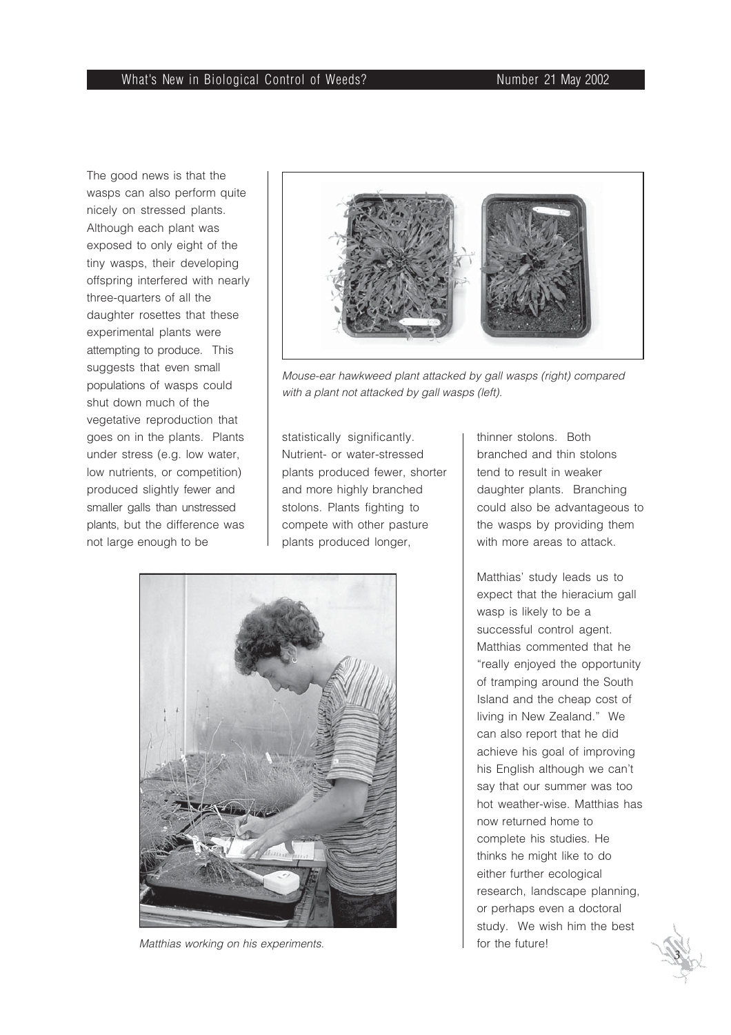The good news is that the wasps can also perform quite nicely on stressed plants. Although each plant was exposed to only eight of the tiny wasps, their developing offspring interfered with nearly three-quarters of all the daughter rosettes that these experimental plants were attempting to produce. This suggests that even small populations of wasps could shut down much of the vegetative reproduction that goes on in the plants. Plants under stress (e.g. low water, low nutrients, or competition) produced slightly fewer and smaller galls than unstressed plants, but the difference was not large enough to be statistically significantly. Nutrient- or water-stressed plants produced fewer, shorter and more highly branched stolons. Plants fighting to compete with other pasture plants produced longer, thinner stolons. Both branched and thin stolons tend to result in weaker daughter plants. Branching could also be advantageous to the wasps by providing them with more areas to attack.

*Mouse-ear hawkweed plant attacked by gall wasps (right) compared with a plant not attacked by gall wasps (left).*

*Matthias working on his experiments.*

Matthias' study leads us to expect that the hieracium gall wasp is likely to be a successful control agent. Matthias commented that he "really enjoyed the opportunity of tramping around the South Island and the cheap cost of living in New Zealand." We can also report that he did achieve his goal of improving his English although we can't say that our summer was too hot weather-wise. Matthias has now returned home to complete his studies. He thinks he might like to do either further ecological research, landscape planning, or perhaps even a doctoral study. We wish him the best for the future!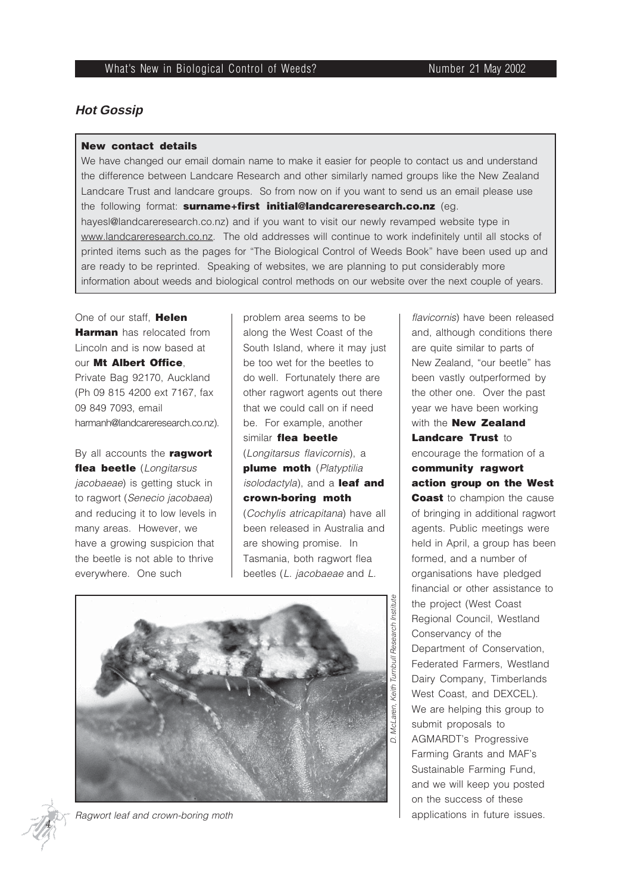## *Hot Gossip*

**New contact details**

We have changed our email domain name to make it easier for people to contact us and understand the difference between Landcare Research and other similarly named groups like the New Zealand Landcare Trust and landcare groups. So from now on if you want to send us an email please use the following format: **surname+first initial@landcareresearch.co.nz** (eg. hayesl@landcareresearch.co.nz) and if you want to visit our newly revamped website type in www.landcareresearch.co.nz. The old addresses will continue to work indefinitely until all stocks of printed items such as the pages for "The Biological Control of Weeds Book" have been used up and are ready to be reprinted. Speaking of websites, we are planning to put considerably more information about weeds and biological control methods on our website over the next couple of years.

One of our staff, **Helen Harman** has relocated from Lincoln and is now based at our **Mt Albert Office**, Private Bag 92170, Auckland (Ph 09 815 4200 ext 7167, fax 09 849 7093, email harmanh@landcareresearch.co.nz).

By all accounts the **ragwort flea beetle** (*Longitarsus jacobaeae*) is getting stuck in to ragwort (*Senecio jacobaea*) and reducing it to low levels in many areas. However, we have a growing suspicion that the beetle is not able to thrive everywhere. One such problem area seems to be along the West Coast of the South Island, where it may just be too wet for the beetles to do well. Fortunately there are other ragwort agents out there that we could call on if need be. For example, another similar **flea beetle** (*Longitarsus flavicornis*), a **plume moth** (*Platyptilia isolodactyla*), and a **leaf and crown-boring moth** (*Cochylis atricapitana*) have all been released in Australia and are showing promise. In Tasmania, both ragwort flea beetles (*L. jacobaeae* and *L. flavicornis*) have been released and, although conditions there are quite similar to parts of New Zealand, "our beetle" has been vastly outperformed by the other one. Over the past year we have been working with the **New Zealand Landcare Trust** to encourage the formation of a **community ragwort action group on the West Coast** to champion the cause of bringing in additional ragwort agents. Public meetings were held in April, a group has been formed, and a number of organisations have pledged financial or other assistance to the project (West Coast Regional Council, Westland Conservancy of the Department of Conservation, Federated Farmers, Westland Dairy Company, Timberlands West Coast, and DEXCEL). We are helping this group to submit proposals to AGMARDT's Progressive Farming Grants and MAF's Sustainable Farming Fund, and we will keep you posted on the success of these applications in future issues.

*D. McLaren, Keith Turnbull Research Institute*

*Ragwort leaf and crown-boring moth*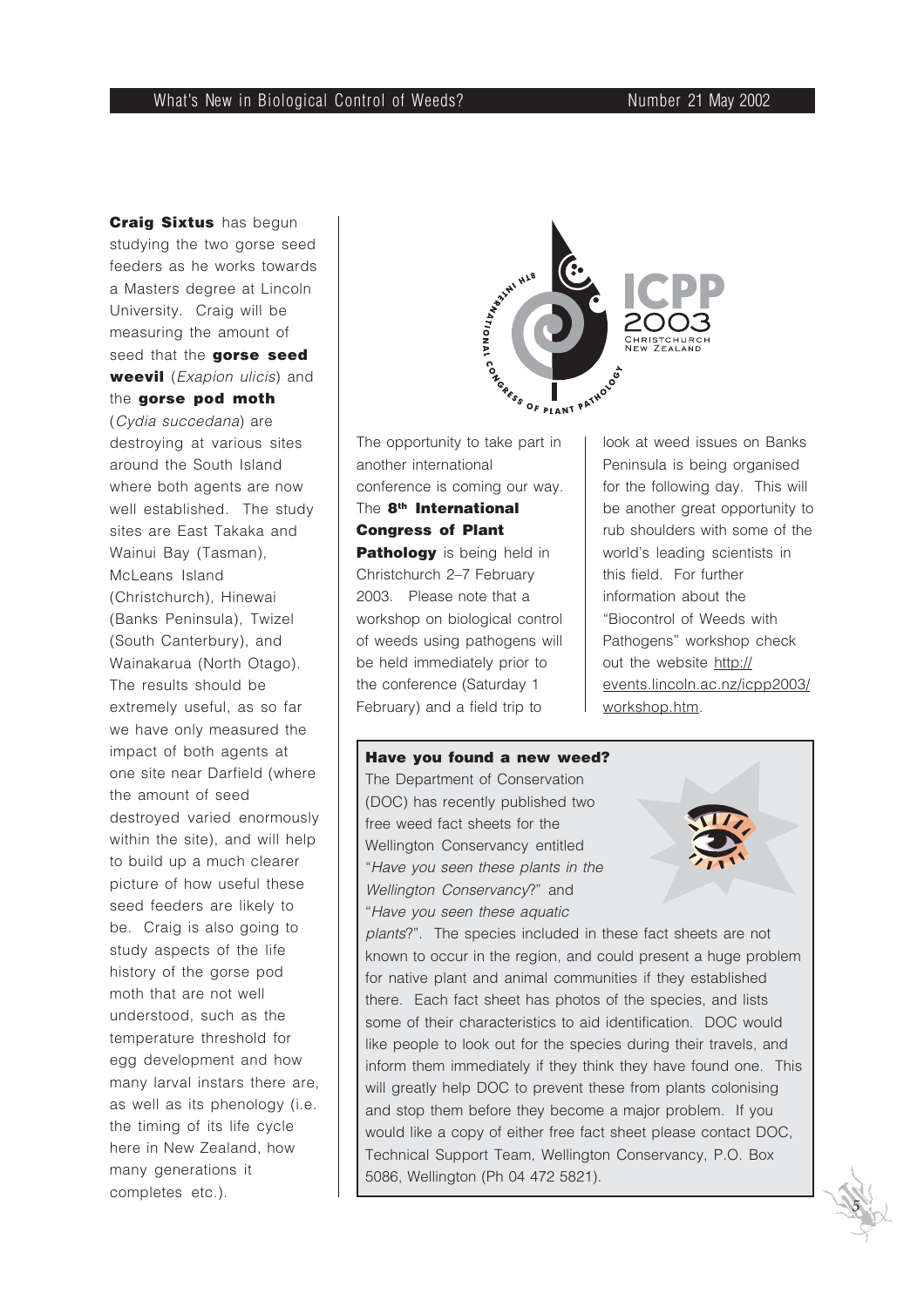**Craig Sixtus** has begun studying the two gorse seed feeders as he works towards a Masters degree at Lincoln University. Craig will be measuring the amount of seed that the **gorse seed weevil** (*Exapion ulicis*) and the **gorse pod moth** (*Cydia succedana*) are destroying at various sites around the South Island where both agents are now well established. The study sites are East Takaka and Wainui Bay (Tasman), McLeans Island (Christchurch), Hinewai (Banks Peninsula), Twizel (South Canterbury), and Wainakarua (North Otago). The results should be extremely useful, as so far we have only measured the impact of both agents at one site near Darfield (where the amount of seed destroyed varied enormously within the site), and will help to build up a much clearer picture of how useful these seed feeders are likely to be. Craig is also going to study aspects of the life history of the gorse pod moth that are not well understood, such as the temperature threshold for egg development and how many larval instars there are, as well as its phenology (i.e. the timing of its life cycle here in New Zealand, how many generations it completes etc.).

8TH INTERNATIONAL CONGRESS OF PLANT PATHOLOGY
ICPP 2003 CHRISTCHURCH NEW ZEALAND

The opportunity to take part in another international conference is coming our way. The **8th International Congress of Plant Pathology** is being held in Christchurch 2–7 February 2003. Please note that a workshop on biological control of weeds using pathogens will be held immediately prior to the conference (Saturday 1 February) and a field trip to look at weed issues on Banks Peninsula is being organised for the following day. This will be another great opportunity to rub shoulders with some of the world's leading scientists in this field. For further information about the "Biocontrol of Weeds with Pathogens" workshop check out the website http://events.lincoln.ac.nz/icpp2003/workshop.htm.

**Have you found a new weed?**

The Department of Conservation (DOC) has recently published two free weed fact sheets for the Wellington Conservancy entitled "*Have you seen these plants in the Wellington Conservancy*?" and "*Have you seen these aquatic plants*?". The species included in these fact sheets are not known to occur in the region, and could present a huge problem for native plant and animal communities if they established there. Each fact sheet has photos of the species, and lists some of their characteristics to aid identification. DOC would like people to look out for the species during their travels, and inform them immediately if they think they have found one. This will greatly help DOC to prevent these from plants colonising and stop them before they become a major problem. If you would like a copy of either free fact sheet please contact DOC, Technical Support Team, Wellington Conservancy, P.O. Box 5086, Wellington (Ph 04 472 5821).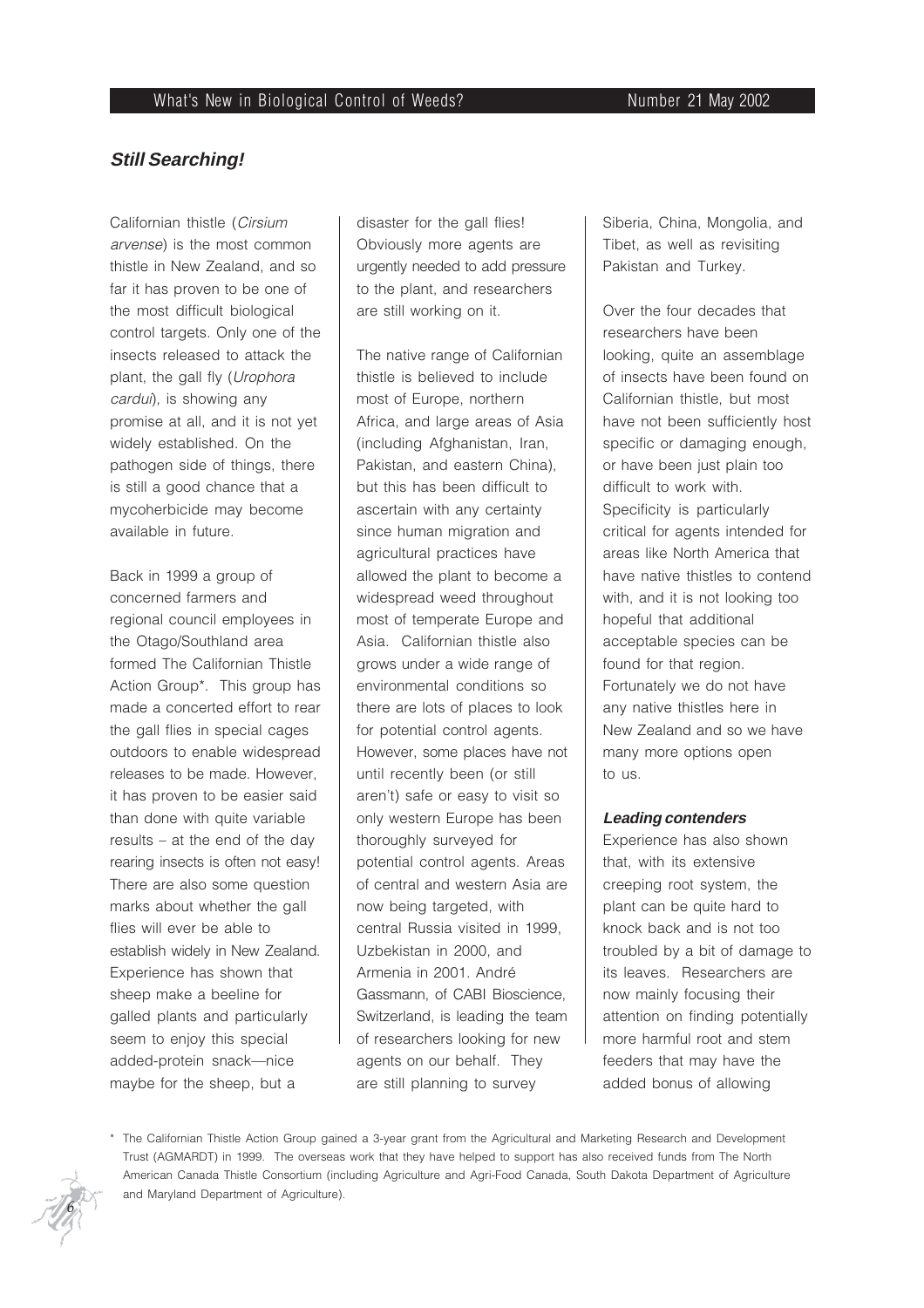## *Still Searching!*

Californian thistle (*Cirsium arvense*) is the most common thistle in New Zealand, and so far it has proven to be one of the most difficult biological control targets. Only one of the insects released to attack the plant, the gall fly (*Urophora cardui*), is showing any promise at all, and it is not yet widely established. On the pathogen side of things, there is still a good chance that a mycoherbicide may become available in future.

Back in 1999 a group of concerned farmers and regional council employees in the Otago/Southland area formed The Californian Thistle Action Group*. This group has made a concerted effort to rear the gall flies in special cages outdoors to enable widespread releases to be made. However, it has proven to be easier said than done with quite variable results – at the end of the day rearing insects is often not easy! There are also some question marks about whether the gall flies will ever be able to establish widely in New Zealand. Experience has shown that sheep make a beeline for galled plants and particularly seem to enjoy this special added-protein snack—nice maybe for the sheep, but a disaster for the gall flies! Obviously more agents are urgently needed to add pressure to the plant, and researchers are still working on it.

The native range of Californian thistle is believed to include most of Europe, northern Africa, and large areas of Asia (including Afghanistan, Iran, Pakistan, and eastern China), but this has been difficult to ascertain with any certainty since human migration and agricultural practices have allowed the plant to become a widespread weed throughout most of temperate Europe and Asia. Californian thistle also grows under a wide range of environmental conditions so there are lots of places to look for potential control agents. However, some places have not until recently been (or still aren't) safe or easy to visit so only western Europe has been thoroughly surveyed for potential control agents. Areas of central and western Asia are now being targeted, with central Russia visited in 1999, Uzbekistan in 2000, and Armenia in 2001. André Gassmann, of CABI Bioscience, Switzerland, is leading the team of researchers looking for new agents on our behalf. They are still planning to survey Siberia, China, Mongolia, and Tibet, as well as revisiting Pakistan and Turkey.

Over the four decades that researchers have been looking, quite an assemblage of insects have been found on Californian thistle, but most have not been sufficiently host specific or damaging enough, or have been just plain too difficult to work with. Specificity is particularly critical for agents intended for areas like North America that have native thistles to contend with, and it is not looking too hopeful that additional acceptable species can be found for that region. Fortunately we do not have any native thistles here in New Zealand and so we have many more options open to us.

### *Leading contenders*

Experience has also shown that, with its extensive creeping root system, the plant can be quite hard to knock back and is not too troubled by a bit of damage to its leaves. Researchers are now mainly focusing their attention on finding potentially more harmful root and stem feeders that may have the added bonus of allowing

\* The Californian Thistle Action Group gained a 3-year grant from the Agricultural and Marketing Research and Development Trust (AGMARDT) in 1999. The overseas work that they have helped to support has also received funds from The North American Canada Thistle Consortium (including Agriculture and Agri-Food Canada, South Dakota Department of Agriculture and Maryland Department of Agriculture).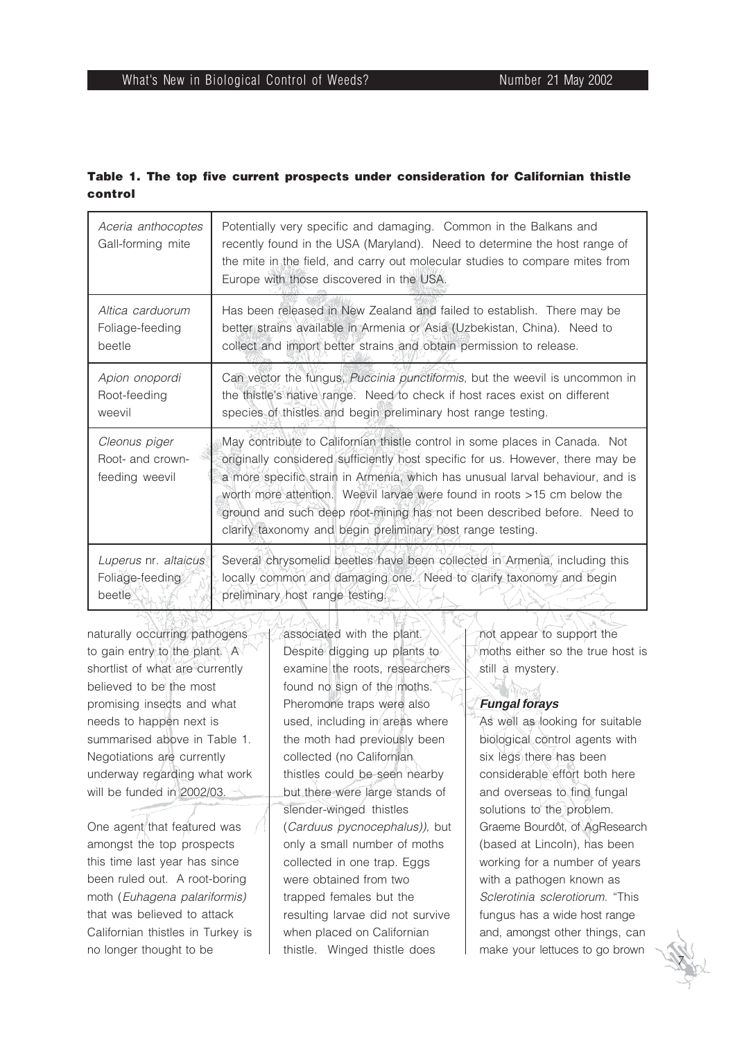**Table 1. The top five current prospects under consideration for Californian thistle control**

| | |
|---|---|
| *Aceria anthocoptes* Gall-forming mite | Potentially very specific and damaging. Common in the Balkans and recently found in the USA (Maryland). Need to determine the host range of the mite in the field, and carry out molecular studies to compare mites from Europe with those discovered in the USA. |
| *Altica carduorum* Foliage-feeding beetle | Has been released in New Zealand and failed to establish. There may be better strains available in Armenia or Asia (Uzbekistan, China). Need to collect and import better strains and obtain permission to release. |
| *Apion onopordi* Root-feeding weevil | Can vector the fungus, *Puccinia punctiformis*, but the weevil is uncommon in the thistle's native range. Need to check if host races exist on different species of thistles and begin preliminary host range testing. |
| *Cleonus piger* Root- and crown-feeding weevil | May contribute to Californian thistle control in some places in Canada. Not originally considered sufficiently host specific for us. However, there may be a more specific strain in Armenia, which has unusual larval behaviour, and is worth more attention. Weevil larvae were found in roots >15 cm below the ground and such deep root-mining has not been described before. Need to clarify taxonomy and begin preliminary host range testing. |
| *Luperus* nr. *altaicus* Foliage-feeding beetle | Several chrysomelid beetles have been collected in Armenia, including this locally common and damaging one. Need to clarify taxonomy and begin preliminary host range testing. |

naturally occurring pathogens to gain entry to the plant. A shortlist of what are currently believed to be the most promising insects and what needs to happen next is summarised above in Table 1. Negotiations are currently underway regarding what work will be funded in 2002/03.

One agent that featured was amongst the top prospects this time last year has since been ruled out. A root-boring moth (*Euhagena palariformis)* that was believed to attack Californian thistles in Turkey is no longer thought to be associated with the plant. Despite digging up plants to examine the roots, researchers found no sign of the moths. Pheromone traps were also used, including in areas where the moth had previously been collected (no Californian thistles could be seen nearby but there were large stands of slender-winged thistles (*Carduus pycnocephalus)),* but only a small number of moths collected in one trap. Eggs were obtained from two trapped females but the resulting larvae did not survive when placed on Californian thistle. Winged thistle does not appear to support the moths either so the true host is still a mystery.

### *Fungal forays*

As well as looking for suitable biological control agents with six legs there has been considerable effort both here and overseas to find fungal solutions to the problem. Graeme Bourdôt, of AgResearch (based at Lincoln), has been working for a number of years with a pathogen known as *Sclerotinia sclerotiorum.* "This fungus has a wide host range and, amongst other things, can make your lettuces to go brown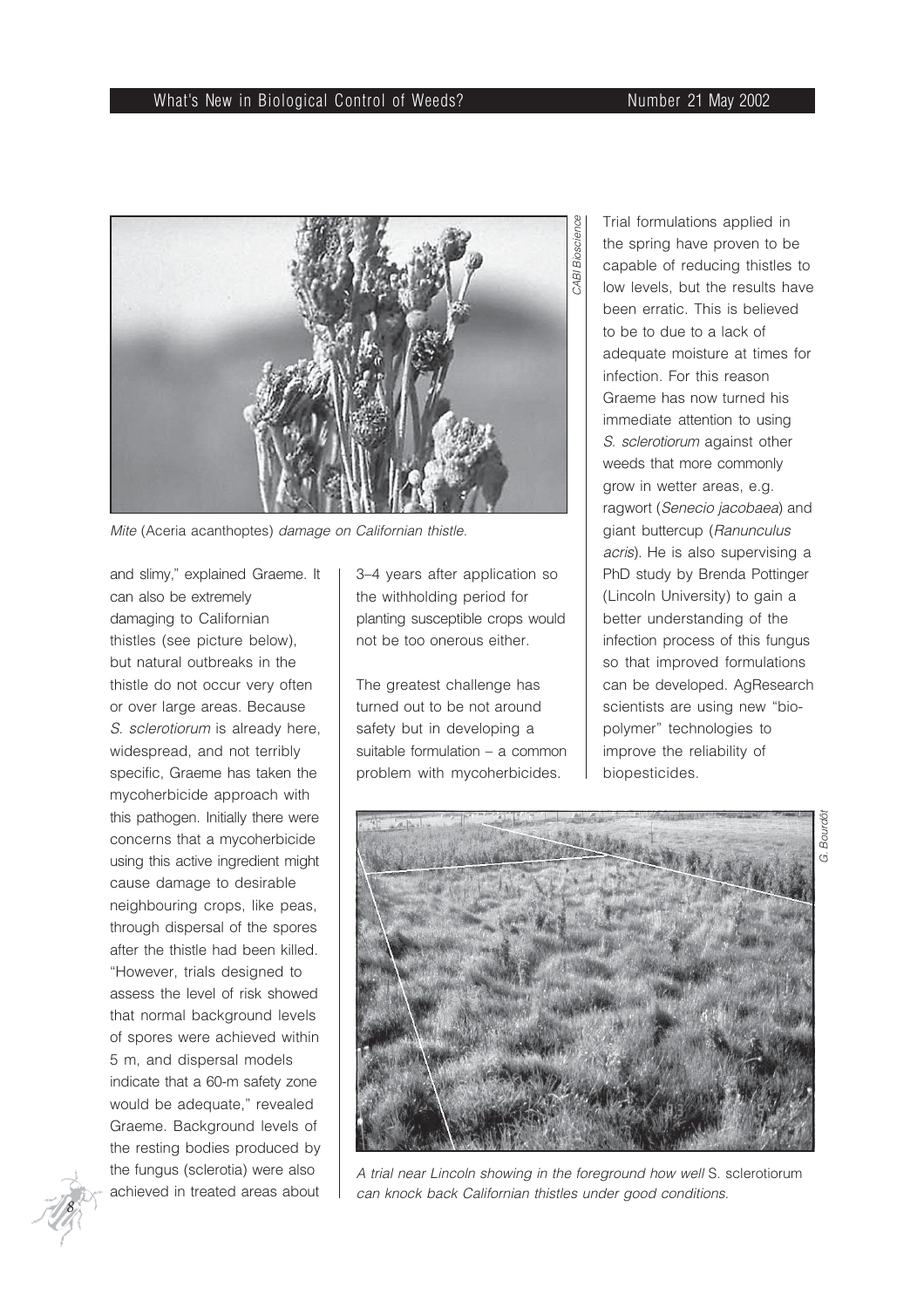*Mite* (Aceria acanthoptes) *damage on Californian thistle.*

and slimy," explained Graeme. It can also be extremely damaging to Californian thistles (see picture below), but natural outbreaks in the thistle do not occur very often or over large areas. Because *S. sclerotiorum* is already here, widespread, and not terribly specific, Graeme has taken the mycoherbicide approach with this pathogen. Initially there were concerns that a mycoherbicide using this active ingredient might cause damage to desirable neighbouring crops, like peas, through dispersal of the spores after the thistle had been killed. "However, trials designed to assess the level of risk showed that normal background levels of spores were achieved within 5 m, and dispersal models indicate that a 60-m safety zone would be adequate," revealed Graeme. Background levels of the resting bodies produced by the fungus (sclerotia) were also achieved in treated areas about 3–4 years after application so the withholding period for planting susceptible crops would not be too onerous either.

The greatest challenge has turned out to be not around safety but in developing a suitable formulation – a common problem with mycoherbicides. Trial formulations applied in the spring have proven to be capable of reducing thistles to low levels, but the results have been erratic. This is believed to be to due to a lack of adequate moisture at times for infection. For this reason Graeme has now turned his immediate attention to using *S. sclerotiorum* against other weeds that more commonly grow in wetter areas, e.g. ragwort (*Senecio jacobaea*) and giant buttercup (*Ranunculus acris*). He is also supervising a PhD study by Brenda Pottinger (Lincoln University) to gain a better understanding of the infection process of this fungus so that improved formulations can be developed. AgResearch scientists are using new "bio-polymer" technologies to improve the reliability of biopesticides.

*A trial near Lincoln showing in the foreground how well* S. sclerotiorum *can knock back Californian thistles under good conditions.*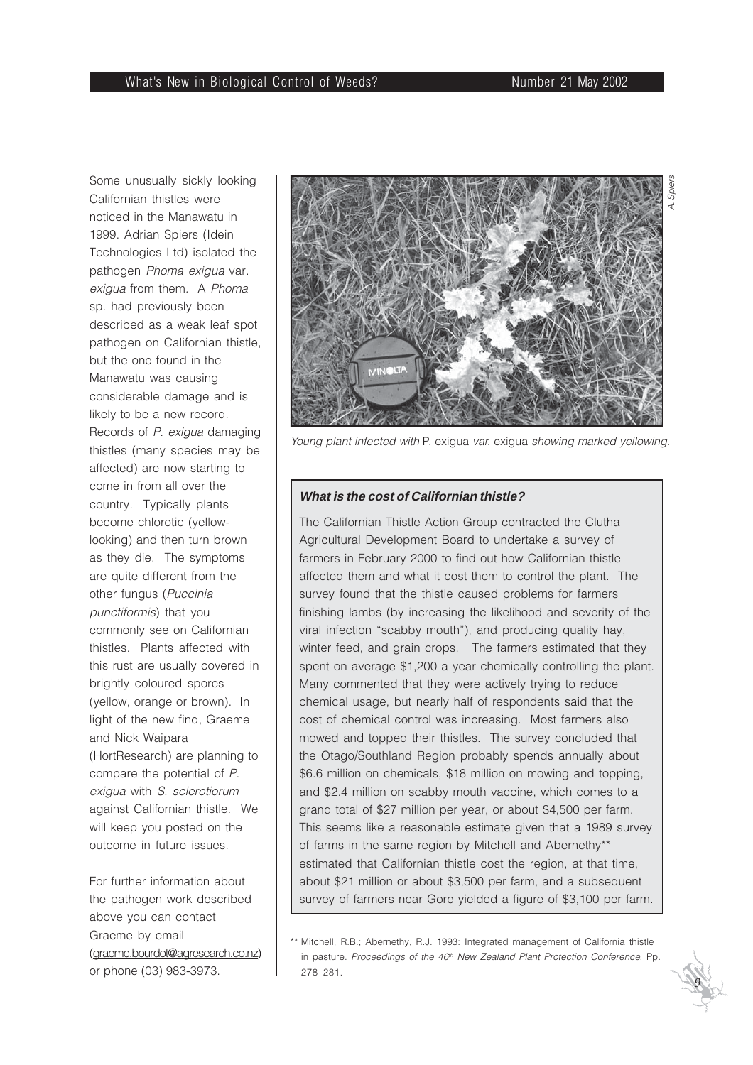Some unusually sickly looking Californian thistles were noticed in the Manawatu in 1999. Adrian Spiers (Idein Technologies Ltd) isolated the pathogen *Phoma exigua* var. *exigua* from them. A *Phoma* sp. had previously been described as a weak leaf spot pathogen on Californian thistle, but the one found in the Manawatu was causing considerable damage and is likely to be a new record. Records of *P. exigua* damaging thistles (many species may be affected) are now starting to come in from all over the country. Typically plants become chlorotic (yellow-looking) and then turn brown as they die. The symptoms are quite different from the other fungus (*Puccinia punctiformis*) that you commonly see on Californian thistles. Plants affected with this rust are usually covered in brightly coloured spores (yellow, orange or brown). In light of the new find, Graeme and Nick Waipara (HortResearch) are planning to compare the potential of *P. exigua* with *S. sclerotiorum* against Californian thistle. We will keep you posted on the outcome in future issues.

For further information about the pathogen work described above you can contact Graeme by email (graeme.bourdot@agresearch.co.nz) or phone (03) 983-3973.

*Young plant infected with* P. exigua *var.* exigua *showing marked yellowing.*

### *What is the cost of Californian thistle?*

The Californian Thistle Action Group contracted the Clutha Agricultural Development Board to undertake a survey of farmers in February 2000 to find out how Californian thistle affected them and what it cost them to control the plant. The survey found that the thistle caused problems for farmers finishing lambs (by increasing the likelihood and severity of the viral infection "scabby mouth"), and producing quality hay, winter feed, and grain crops. The farmers estimated that they spent on average $1,200 a year chemically controlling the plant. Many commented that they were actively trying to reduce chemical usage, but nearly half of respondents said that the cost of chemical control was increasing. Most farmers also mowed and topped their thistles. The survey concluded that the Otago/Southland Region probably spends annually about $6.6 million on chemicals, $18 million on mowing and topping, and $2.4 million on scabby mouth vaccine, which comes to a grand total of $27 million per year, or about $4,500 per farm. This seems like a reasonable estimate given that a 1989 survey of farms in the same region by Mitchell and Abernethy** estimated that Californian thistle cost the region, at that time, about $21 million or about $3,500 per farm, and a subsequent survey of farmers near Gore yielded a figure of $3,100 per farm.

** Mitchell, R.B.; Abernethy, R.J. 1993: Integrated management of California thistle in pasture. *Proceedings of the 46th New Zealand Plant Protection Conference*. Pp. 278–281.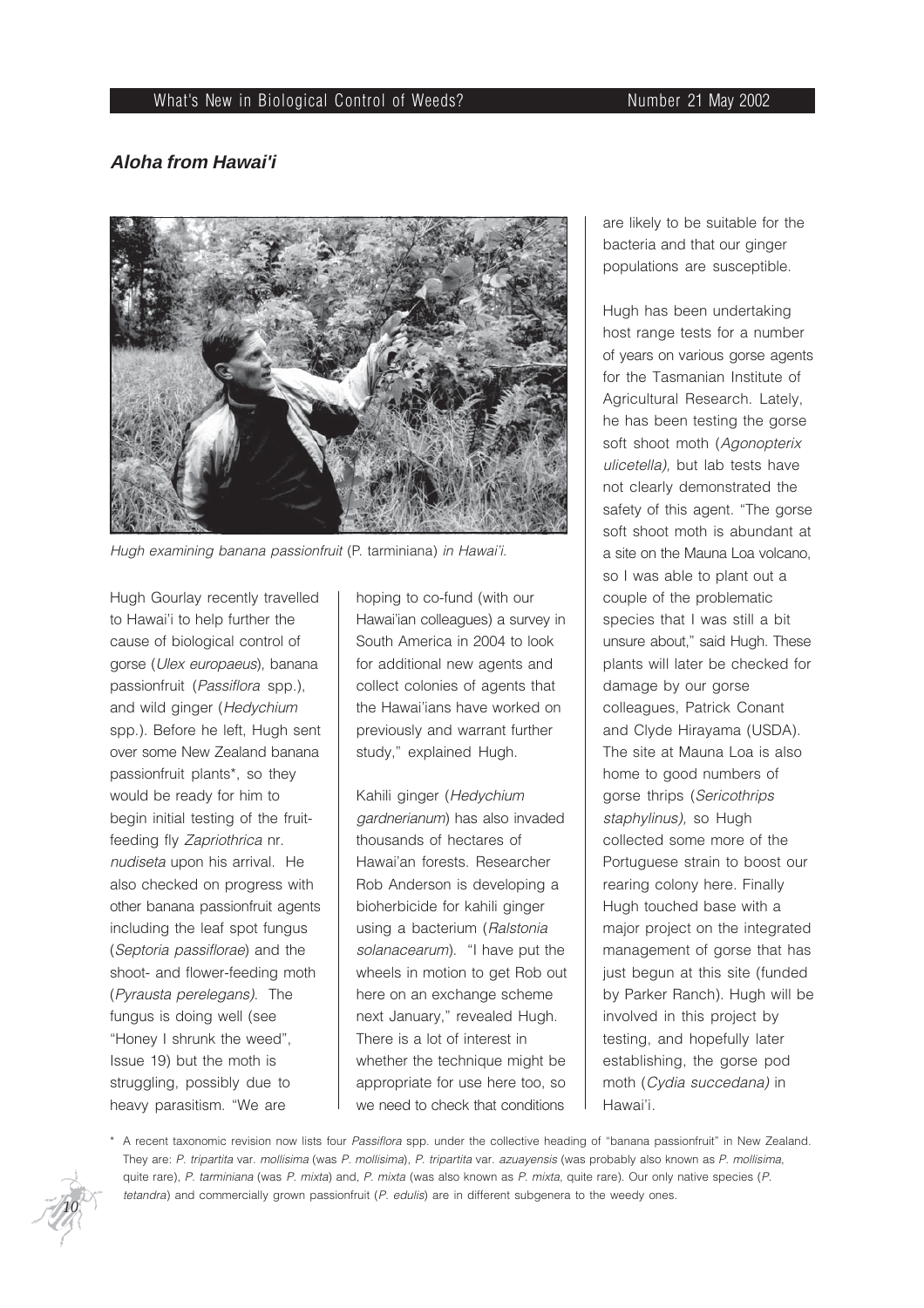## *Aloha from Hawai'i*

*Hugh examining banana passionfruit* (P. tarminiana) *in Hawai'i.*

Hugh Gourlay recently travelled to Hawai'i to help further the cause of biological control of gorse (*Ulex europaeus*), banana passionfruit (*Passiflora* spp.), and wild ginger (*Hedychium* spp.). Before he left, Hugh sent over some New Zealand banana passionfruit plants*, so they would be ready for him to begin initial testing of the fruit-feeding fly *Zapriothrica* nr. *nudiseta* upon his arrival. He also checked on progress with other banana passionfruit agents including the leaf spot fungus (*Septoria passiflorae*) and the shoot- and flower-feeding moth (*Pyrausta perelegans).* The fungus is doing well (see "Honey I shrunk the weed", Issue 19) but the moth is struggling, possibly due to heavy parasitism. "We are hoping to co-fund (with our Hawai'ian colleagues) a survey in South America in 2004 to look for additional new agents and collect colonies of agents that the Hawai'ians have worked on previously and warrant further study," explained Hugh.

Kahili ginger (*Hedychium gardnerianum*) has also invaded thousands of hectares of Hawai'an forests. Researcher Rob Anderson is developing a bioherbicide for kahili ginger using a bacterium (*Ralstonia solanacearum*). "I have put the wheels in motion to get Rob out here on an exchange scheme next January," revealed Hugh. There is a lot of interest in whether the technique might be appropriate for use here too, so we need to check that conditions are likely to be suitable for the bacteria and that our ginger populations are susceptible.

Hugh has been undertaking host range tests for a number of years on various gorse agents for the Tasmanian Institute of Agricultural Research. Lately, he has been testing the gorse soft shoot moth (*Agonopterix ulicetella),* but lab tests have not clearly demonstrated the safety of this agent. "The gorse soft shoot moth is abundant at a site on the Mauna Loa volcano, so I was able to plant out a couple of the problematic species that I was still a bit unsure about," said Hugh. These plants will later be checked for damage by our gorse colleagues, Patrick Conant and Clyde Hirayama (USDA). The site at Mauna Loa is also home to good numbers of gorse thrips (*Sericothrips staphylinus),* so Hugh collected some more of the Portuguese strain to boost our rearing colony here. Finally Hugh touched base with a major project on the integrated management of gorse that has just begun at this site (funded by Parker Ranch). Hugh will be involved in this project by testing, and hopefully later establishing, the gorse pod moth (*Cydia succedana)* in Hawai'i.

\* A recent taxonomic revision now lists four *Passiflora* spp. under the collective heading of "banana passionfruit" in New Zealand. They are: *P. tripartita* var. *mollisima* (was *P. mollisima*), *P. tripartita* var. *azuayensis* (was probably also known as *P. mollisima*, quite rare), *P. tarminiana* (was *P. mixta*) and, *P. mixta* (was also known as *P. mixta*, quite rare). Our only native species (*P. tetandra*) and commercially grown passionfruit (*P. edulis*) are in different subgenera to the weedy ones.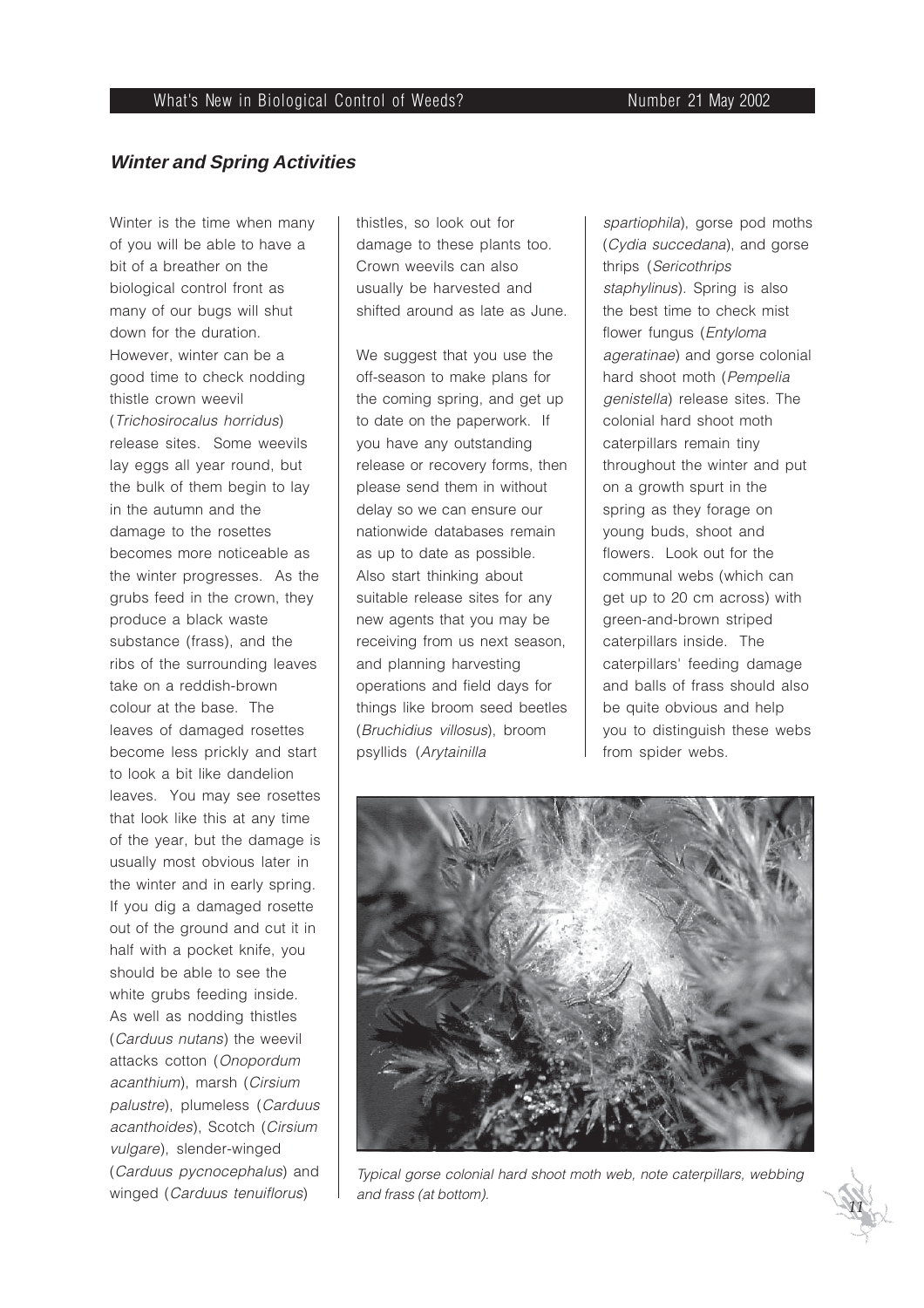## *Winter and Spring Activities*

Winter is the time when many of you will be able to have a bit of a breather on the biological control front as many of our bugs will shut down for the duration. However, winter can be a good time to check nodding thistle crown weevil (*Trichosirocalus horridus*) release sites. Some weevils lay eggs all year round, but the bulk of them begin to lay in the autumn and the damage to the rosettes becomes more noticeable as the winter progresses. As the grubs feed in the crown, they produce a black waste substance (frass), and the ribs of the surrounding leaves take on a reddish-brown colour at the base. The leaves of damaged rosettes become less prickly and start to look a bit like dandelion leaves. You may see rosettes that look like this at any time of the year, but the damage is usually most obvious later in the winter and in early spring. If you dig a damaged rosette out of the ground and cut it in half with a pocket knife, you should be able to see the white grubs feeding inside. As well as nodding thistles (*Carduus nutans*) the weevil attacks cotton (*Onopordum acanthium*), marsh (*Cirsium palustre*), plumeless (*Carduus acanthoides*), Scotch (*Cirsium vulgare*), slender-winged (*Carduus pycnocephalus*) and winged (*Carduus tenuiflorus*) thistles, so look out for damage to these plants too. Crown weevils can also usually be harvested and shifted around as late as June.

We suggest that you use the off-season to make plans for the coming spring, and get up to date on the paperwork. If you have any outstanding release or recovery forms, then please send them in without delay so we can ensure our nationwide databases remain as up to date as possible. Also start thinking about suitable release sites for any new agents that you may be receiving from us next season, and planning harvesting operations and field days for things like broom seed beetles (*Bruchidius villosus*), broom psyllids (*Arytainilla spartiophila*), gorse pod moths (*Cydia succedana*), and gorse thrips (*Sericothrips staphylinus*). Spring is also the best time to check mist flower fungus (*Entyloma ageratinae*) and gorse colonial hard shoot moth (*Pempelia genistella*) release sites. The colonial hard shoot moth caterpillars remain tiny throughout the winter and put on a growth spurt in the spring as they forage on young buds, shoot and flowers. Look out for the communal webs (which can get up to 20 cm across) with green-and-brown striped caterpillars inside. The caterpillars' feeding damage and balls of frass should also be quite obvious and help you to distinguish these webs from spider webs.

*Typical gorse colonial hard shoot moth web, note caterpillars, webbing and frass (at bottom).*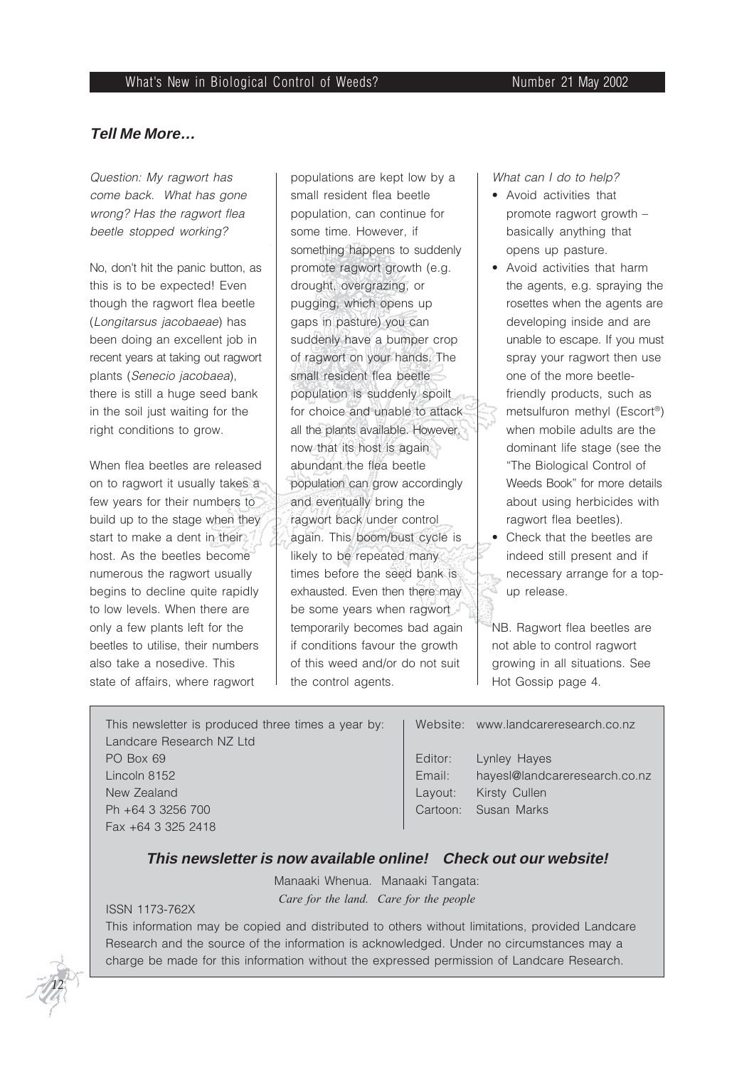## Tell Me More…

*Question: My ragwort has come back. What has gone wrong? Has the ragwort flea beetle stopped working?*

No, don't hit the panic button, as this is to be expected! Even though the ragwort flea beetle (*Longitarsus jacobaeae*) has been doing an excellent job in recent years at taking out ragwort plants (*Senecio jacobaea*), there is still a huge seed bank in the soil just waiting for the right conditions to grow.

When flea beetles are released on to ragwort it usually takes a few years for their numbers to build up to the stage when they start to make a dent in their host. As the beetles become numerous the ragwort usually begins to decline quite rapidly to low levels. When there are only a few plants left for the beetles to utilise, their numbers also take a nosedive. This state of affairs, where ragwort populations are kept low by a small resident flea beetle population, can continue for some time. However, if something happens to suddenly promote ragwort growth (e.g. drought, overgrazing, or pugging, which opens up gaps in pasture) you can suddenly have a bumper crop of ragwort on your hands. The small resident flea beetle population is suddenly spoilt for choice and unable to attack all the plants available. However, now that its host is again abundant the flea beetle population can grow accordingly and eventually bring the ragwort back under control again. This boom/bust cycle is likely to be repeated many times before the seed bank is exhausted. Even then there may be some years when ragwort temporarily becomes bad again if conditions favour the growth of this weed and/or do not suit the control agents.

*What can I do to help?*

- Avoid activities that promote ragwort growth – basically anything that opens up pasture.
- Avoid activities that harm the agents, e.g. spraying the rosettes when the agents are developing inside and are unable to escape. If you must spray your ragwort then use one of the more beetle-friendly products, such as metsulfuron methyl (Escort®) when mobile adults are the dominant life stage (see the "The Biological Control of Weeds Book" for more details about using herbicides with ragwort flea beetles).
- Check that the beetles are indeed still present and if necessary arrange for a top-up release.

NB. Ragwort flea beetles are not able to control ragwort growing in all situations. See Hot Gossip page 4.

This newsletter is produced three times a year by:
Landcare Research NZ Ltd
PO Box 69
Lincoln 8152
New Zealand
Ph +64 3 3256 700
Fax +64 3 325 2418

Website: www.landcareresearch.co.nz

Editor: Lynley Hayes
Email: hayesl@landcareresearch.co.nz
Layout: Kirsty Cullen
Cartoon: Susan Marks

**This newsletter is now available online! Check out our website!**

Manaaki Whenua. Manaaki Tangata:
*Care for the land. Care for the people*

ISSN 1173-762X

This information may be copied and distributed to others without limitations, provided Landcare Research and the source of the information is acknowledged. Under no circumstances may a charge be made for this information without the expressed permission of Landcare Research.